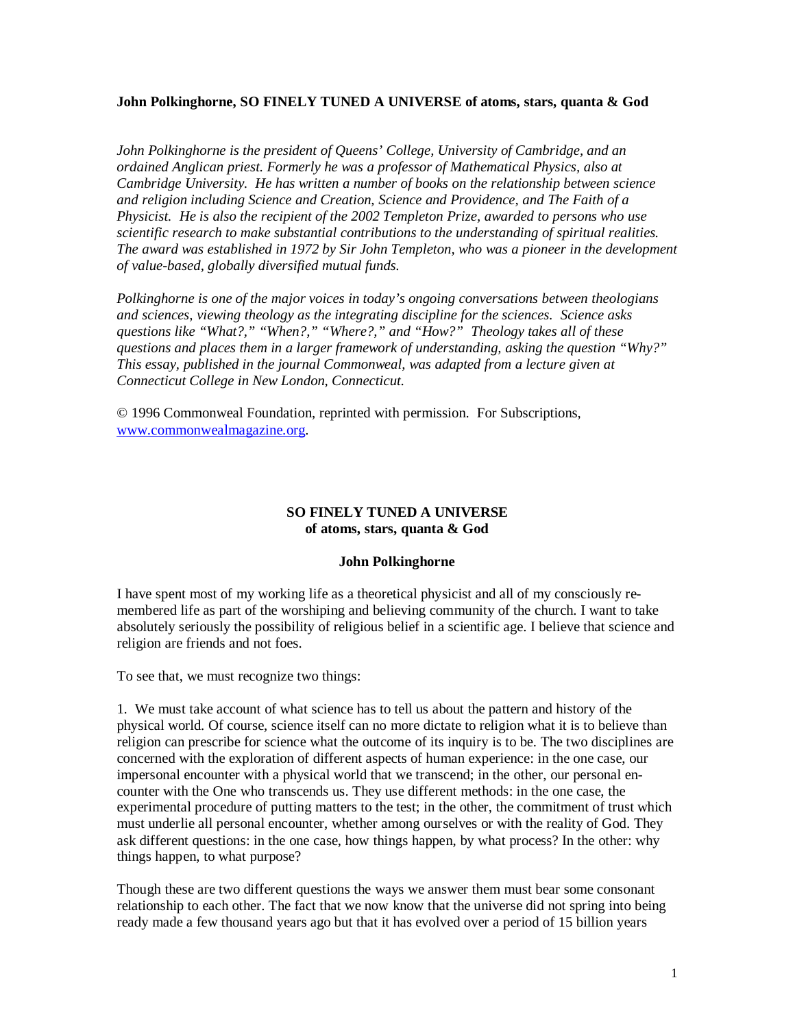**John Polkinghorne, SO FINELY TUNED A UNIVERSE of atoms, stars, quanta & God**

*John Polkinghorne is the president of Queens' College, University of Cambridge, and an ordained Anglican priest. Formerly he was a professor of Mathematical Physics, also at Cambridge University. He has written a number of books on the relationship between science and religion including Science and Creation, Science and Providence, and The Faith of a Physicist. He is also the recipient of the 2002 Templeton Prize, awarded to persons who use scientific research to make substantial contributions to the understanding of spiritual realities. The award was established in 1972 by Sir John Templeton, who was a pioneer in the development of value-based, globally diversified mutual funds.*

*Polkinghorne is one of the major voices in today's ongoing conversations between theologians and sciences, viewing theology as the integrating discipline for the sciences. Science asks questions like "What?," "When?," "Where?," and "How?" Theology takes all of these questions and places them in a larger framework of understanding, asking the question "Why?" This essay, published in the journal Commonweal, was adapted from a lecture given at Connecticut College in New London, Connecticut.*

© 1996 Commonweal Foundation, reprinted with permission. For Subscriptions, www.commonwealmagazine.org.

# SO FINELY TUNED A UNIVERSE
## of atoms, stars, quanta & God

**John Polkinghorne**

I have spent most of my working life as a theoretical physicist and all of my consciously re-membered life as part of the worshiping and believing community of the church. I want to take absolutely seriously the possibility of religious belief in a scientific age. I believe that science and religion are friends and not foes.

To see that, we must recognize two things:

1. We must take account of what science has to tell us about the pattern and history of the physical world. Of course, science itself can no more dictate to religion what it is to believe than religion can prescribe for science what the outcome of its inquiry is to be. The two disciplines are concerned with the exploration of different aspects of human experience: in the one case, our impersonal encounter with a physical world that we transcend; in the other, our personal en-counter with the One who transcends us. They use different methods: in the one case, the experimental procedure of putting matters to the test; in the other, the commitment of trust which must underlie all personal encounter, whether among ourselves or with the reality of God. They ask different questions: in the one case, how things happen, by what process? In the other: why things happen, to what purpose?

Though these are two different questions the ways we answer them must bear some consonant relationship to each other. The fact that we now know that the universe did not spring into being ready made a few thousand years ago but that it has evolved over a period of 15 billion years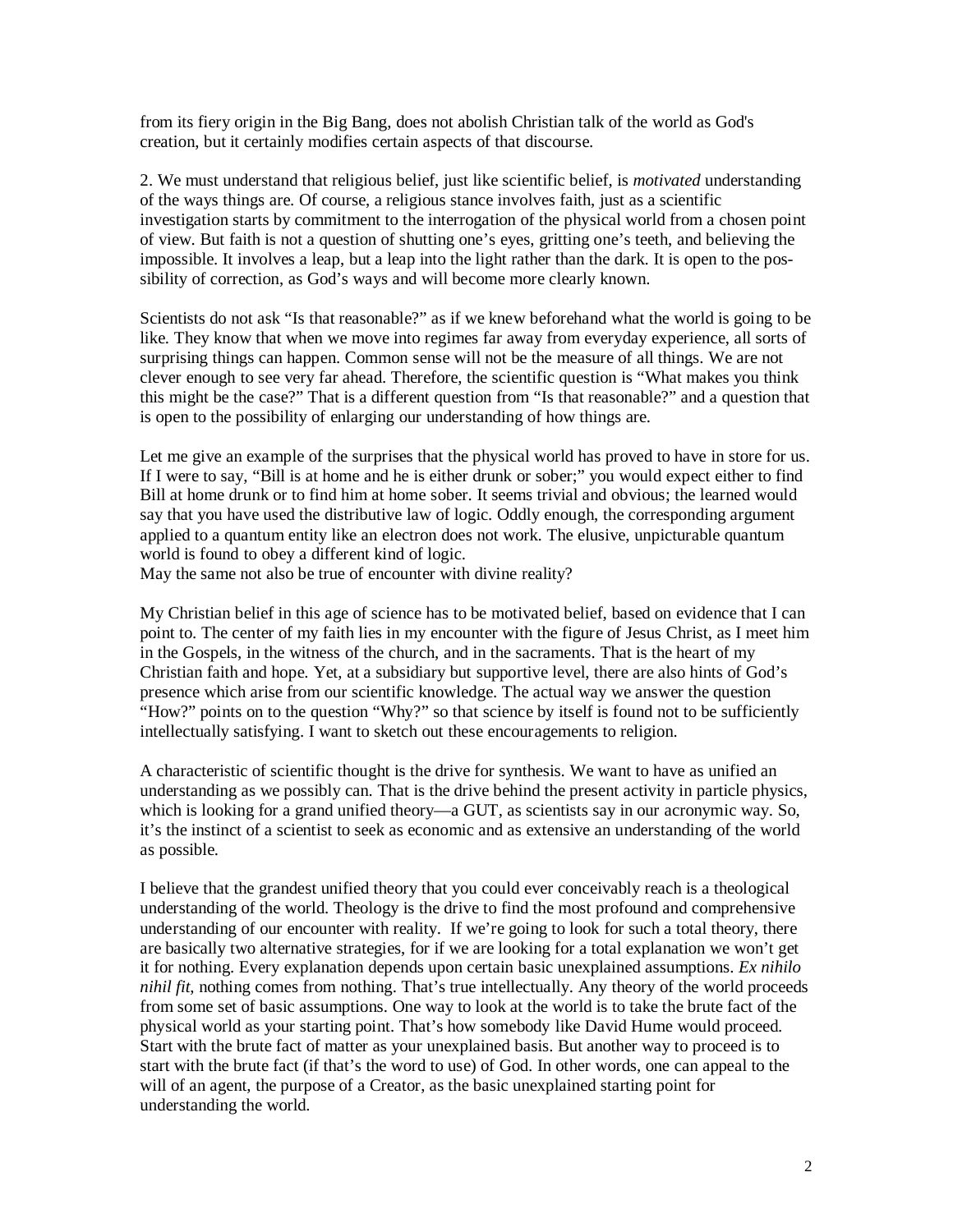from its fiery origin in the Big Bang, does not abolish Christian talk of the world as God's creation, but it certainly modifies certain aspects of that discourse.

2. We must understand that religious belief, just like scientific belief, is *motivated* understanding of the ways things are. Of course, a religious stance involves faith, just as a scientific investigation starts by commitment to the interrogation of the physical world from a chosen point of view. But faith is not a question of shutting one's eyes, gritting one's teeth, and believing the impossible. It involves a leap, but a leap into the light rather than the dark. It is open to the possibility of correction, as God's ways and will become more clearly known.

Scientists do not ask "Is that reasonable?" as if we knew beforehand what the world is going to be like. They know that when we move into regimes far away from everyday experience, all sorts of surprising things can happen. Common sense will not be the measure of all things. We are not clever enough to see very far ahead. Therefore, the scientific question is "What makes you think this might be the case?" That is a different question from "Is that reasonable?" and a question that is open to the possibility of enlarging our understanding of how things are.

Let me give an example of the surprises that the physical world has proved to have in store for us. If I were to say, "Bill is at home and he is either drunk or sober;" you would expect either to find Bill at home drunk or to find him at home sober. It seems trivial and obvious; the learned would say that you have used the distributive law of logic. Oddly enough, the corresponding argument applied to a quantum entity like an electron does not work. The elusive, unpicturable quantum world is found to obey a different kind of logic.
May the same not also be true of encounter with divine reality?

My Christian belief in this age of science has to be motivated belief, based on evidence that I can point to. The center of my faith lies in my encounter with the figure of Jesus Christ, as I meet him in the Gospels, in the witness of the church, and in the sacraments. That is the heart of my Christian faith and hope. Yet, at a subsidiary but supportive level, there are also hints of God's presence which arise from our scientific knowledge. The actual way we answer the question "How?" points on to the question "Why?" so that science by itself is found not to be sufficiently intellectually satisfying. I want to sketch out these encouragements to religion.

A characteristic of scientific thought is the drive for synthesis. We want to have as unified an understanding as we possibly can. That is the drive behind the present activity in particle physics, which is looking for a grand unified theory—a GUT, as scientists say in our acronymic way. So, it's the instinct of a scientist to seek as economic and as extensive an understanding of the world as possible.

I believe that the grandest unified theory that you could ever conceivably reach is a theological understanding of the world. Theology is the drive to find the most profound and comprehensive understanding of our encounter with reality. If we're going to look for such a total theory, there are basically two alternative strategies, for if we are looking for a total explanation we won't get it for nothing. Every explanation depends upon certain basic unexplained assumptions. *Ex nihilo nihil fit*, nothing comes from nothing. That's true intellectually. Any theory of the world proceeds from some set of basic assumptions. One way to look at the world is to take the brute fact of the physical world as your starting point. That's how somebody like David Hume would proceed. Start with the brute fact of matter as your unexplained basis. But another way to proceed is to start with the brute fact (if that's the word to use) of God. In other words, one can appeal to the will of an agent, the purpose of a Creator, as the basic unexplained starting point for understanding the world.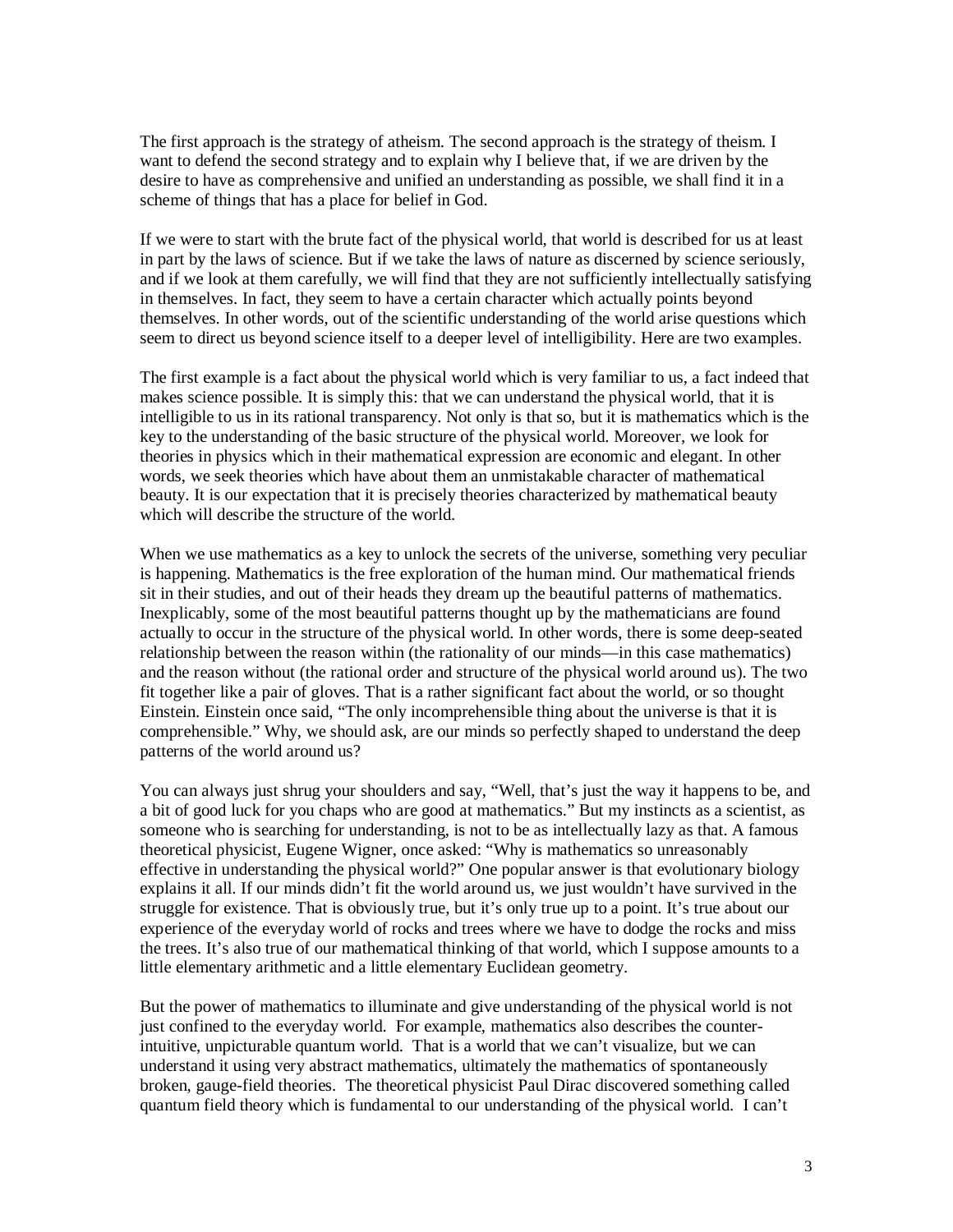The first approach is the strategy of atheism. The second approach is the strategy of theism. I want to defend the second strategy and to explain why I believe that, if we are driven by the desire to have as comprehensive and unified an understanding as possible, we shall find it in a scheme of things that has a place for belief in God.

If we were to start with the brute fact of the physical world, that world is described for us at least in part by the laws of science. But if we take the laws of nature as discerned by science seriously, and if we look at them carefully, we will find that they are not sufficiently intellectually satisfying in themselves. In fact, they seem to have a certain character which actually points beyond themselves. In other words, out of the scientific understanding of the world arise questions which seem to direct us beyond science itself to a deeper level of intelligibility. Here are two examples.

The first example is a fact about the physical world which is very familiar to us, a fact indeed that makes science possible. It is simply this: that we can understand the physical world, that it is intelligible to us in its rational transparency. Not only is that so, but it is mathematics which is the key to the understanding of the basic structure of the physical world. Moreover, we look for theories in physics which in their mathematical expression are economic and elegant. In other words, we seek theories which have about them an unmistakable character of mathematical beauty. It is our expectation that it is precisely theories characterized by mathematical beauty which will describe the structure of the world.

When we use mathematics as a key to unlock the secrets of the universe, something very peculiar is happening. Mathematics is the free exploration of the human mind. Our mathematical friends sit in their studies, and out of their heads they dream up the beautiful patterns of mathematics. Inexplicably, some of the most beautiful patterns thought up by the mathematicians are found actually to occur in the structure of the physical world. In other words, there is some deep-seated relationship between the reason within (the rationality of our minds—in this case mathematics) and the reason without (the rational order and structure of the physical world around us). The two fit together like a pair of gloves. That is a rather significant fact about the world, or so thought Einstein. Einstein once said, "The only incomprehensible thing about the universe is that it is comprehensible." Why, we should ask, are our minds so perfectly shaped to understand the deep patterns of the world around us?

You can always just shrug your shoulders and say, "Well, that's just the way it happens to be, and a bit of good luck for you chaps who are good at mathematics." But my instincts as a scientist, as someone who is searching for understanding, is not to be as intellectually lazy as that. A famous theoretical physicist, Eugene Wigner, once asked: "Why is mathematics so unreasonably effective in understanding the physical world?" One popular answer is that evolutionary biology explains it all. If our minds didn't fit the world around us, we just wouldn't have survived in the struggle for existence. That is obviously true, but it's only true up to a point. It's true about our experience of the everyday world of rocks and trees where we have to dodge the rocks and miss the trees. It's also true of our mathematical thinking of that world, which I suppose amounts to a little elementary arithmetic and a little elementary Euclidean geometry.

But the power of mathematics to illuminate and give understanding of the physical world is not just confined to the everyday world. For example, mathematics also describes the counter-intuitive, unpicturable quantum world. That is a world that we can't visualize, but we can understand it using very abstract mathematics, ultimately the mathematics of spontaneously broken, gauge-field theories. The theoretical physicist Paul Dirac discovered something called quantum field theory which is fundamental to our understanding of the physical world. I can't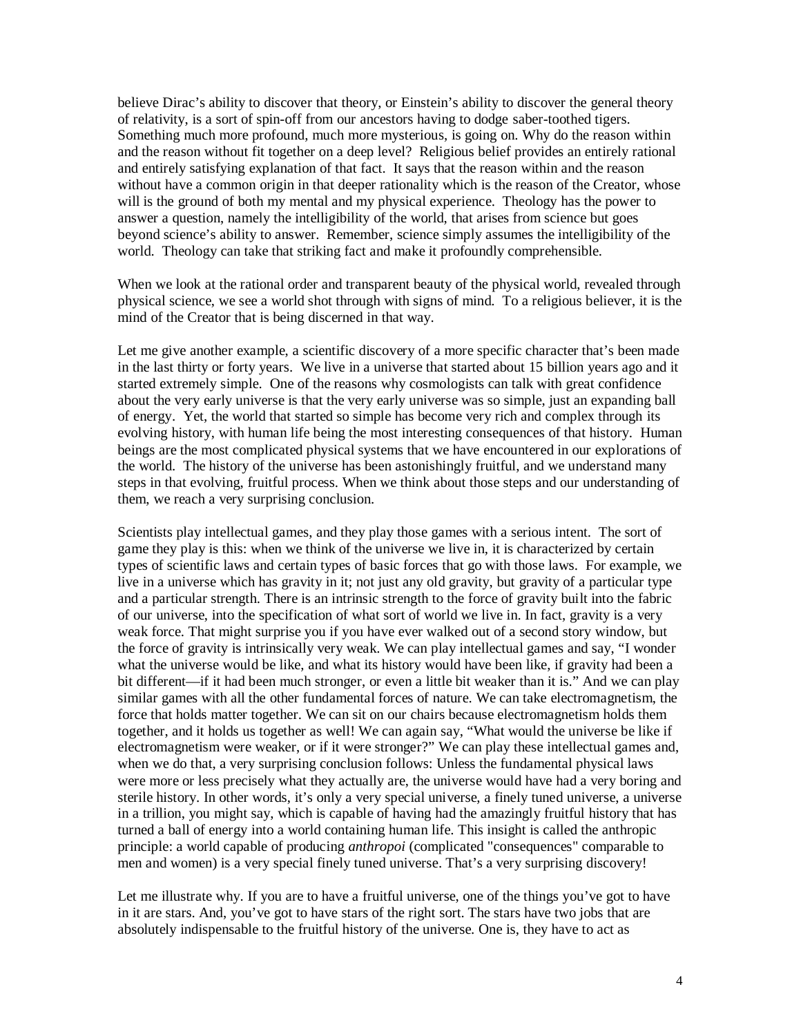believe Dirac's ability to discover that theory, or Einstein's ability to discover the general theory of relativity, is a sort of spin-off from our ancestors having to dodge saber-toothed tigers. Something much more profound, much more mysterious, is going on. Why do the reason within and the reason without fit together on a deep level? Religious belief provides an entirely rational and entirely satisfying explanation of that fact. It says that the reason within and the reason without have a common origin in that deeper rationality which is the reason of the Creator, whose will is the ground of both my mental and my physical experience. Theology has the power to answer a question, namely the intelligibility of the world, that arises from science but goes beyond science's ability to answer. Remember, science simply assumes the intelligibility of the world. Theology can take that striking fact and make it profoundly comprehensible.

When we look at the rational order and transparent beauty of the physical world, revealed through physical science, we see a world shot through with signs of mind. To a religious believer, it is the mind of the Creator that is being discerned in that way.

Let me give another example, a scientific discovery of a more specific character that's been made in the last thirty or forty years. We live in a universe that started about 15 billion years ago and it started extremely simple. One of the reasons why cosmologists can talk with great confidence about the very early universe is that the very early universe was so simple, just an expanding ball of energy. Yet, the world that started so simple has become very rich and complex through its evolving history, with human life being the most interesting consequences of that history. Human beings are the most complicated physical systems that we have encountered in our explorations of the world. The history of the universe has been astonishingly fruitful, and we understand many steps in that evolving, fruitful process. When we think about those steps and our understanding of them, we reach a very surprising conclusion.

Scientists play intellectual games, and they play those games with a serious intent. The sort of game they play is this: when we think of the universe we live in, it is characterized by certain types of scientific laws and certain types of basic forces that go with those laws. For example, we live in a universe which has gravity in it; not just any old gravity, but gravity of a particular type and a particular strength. There is an intrinsic strength to the force of gravity built into the fabric of our universe, into the specification of what sort of world we live in. In fact, gravity is a very weak force. That might surprise you if you have ever walked out of a second story window, but the force of gravity is intrinsically very weak. We can play intellectual games and say, "I wonder what the universe would be like, and what its history would have been like, if gravity had been a bit different—if it had been much stronger, or even a little bit weaker than it is." And we can play similar games with all the other fundamental forces of nature. We can take electromagnetism, the force that holds matter together. We can sit on our chairs because electromagnetism holds them together, and it holds us together as well! We can again say, "What would the universe be like if electromagnetism were weaker, or if it were stronger?" We can play these intellectual games and, when we do that, a very surprising conclusion follows: Unless the fundamental physical laws were more or less precisely what they actually are, the universe would have had a very boring and sterile history. In other words, it's only a very special universe, a finely tuned universe, a universe in a trillion, you might say, which is capable of having had the amazingly fruitful history that has turned a ball of energy into a world containing human life. This insight is called the anthropic principle: a world capable of producing *anthropoi* (complicated "consequences" comparable to men and women) is a very special finely tuned universe. That's a very surprising discovery!

Let me illustrate why. If you are to have a fruitful universe, one of the things you've got to have in it are stars. And, you've got to have stars of the right sort. The stars have two jobs that are absolutely indispensable to the fruitful history of the universe. One is, they have to act as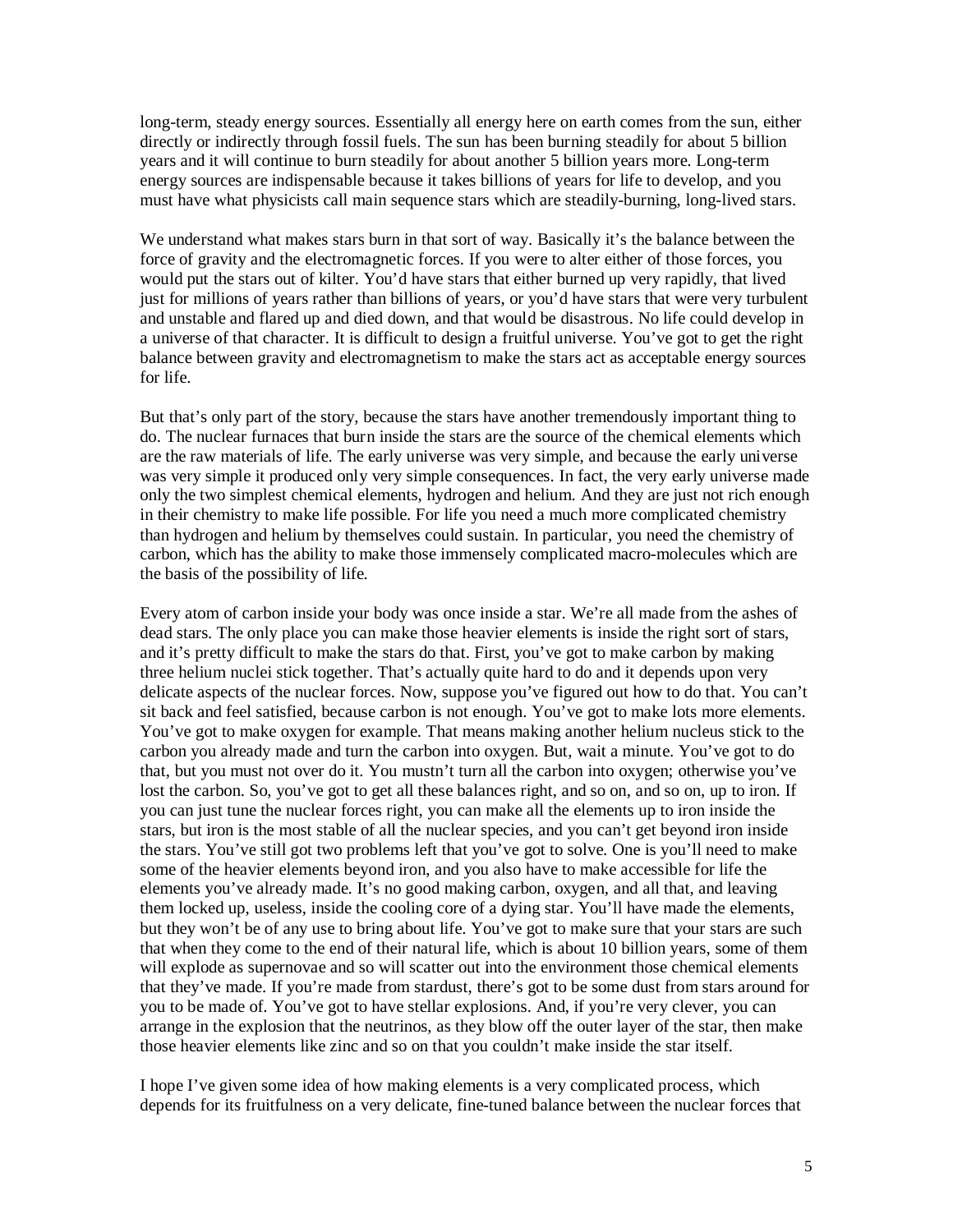long-term, steady energy sources. Essentially all energy here on earth comes from the sun, either directly or indirectly through fossil fuels. The sun has been burning steadily for about 5 billion years and it will continue to burn steadily for about another 5 billion years more. Long-term energy sources are indispensable because it takes billions of years for life to develop, and you must have what physicists call main sequence stars which are steadily-burning, long-lived stars.

We understand what makes stars burn in that sort of way. Basically it's the balance between the force of gravity and the electromagnetic forces. If you were to alter either of those forces, you would put the stars out of kilter. You'd have stars that either burned up very rapidly, that lived just for millions of years rather than billions of years, or you'd have stars that were very turbulent and unstable and flared up and died down, and that would be disastrous. No life could develop in a universe of that character. It is difficult to design a fruitful universe. You've got to get the right balance between gravity and electromagnetism to make the stars act as acceptable energy sources for life.

But that's only part of the story, because the stars have another tremendously important thing to do. The nuclear furnaces that burn inside the stars are the source of the chemical elements which are the raw materials of life. The early universe was very simple, and because the early universe was very simple it produced only very simple consequences. In fact, the very early universe made only the two simplest chemical elements, hydrogen and helium. And they are just not rich enough in their chemistry to make life possible. For life you need a much more complicated chemistry than hydrogen and helium by themselves could sustain. In particular, you need the chemistry of carbon, which has the ability to make those immensely complicated macro-molecules which are the basis of the possibility of life.

Every atom of carbon inside your body was once inside a star. We're all made from the ashes of dead stars. The only place you can make those heavier elements is inside the right sort of stars, and it's pretty difficult to make the stars do that. First, you've got to make carbon by making three helium nuclei stick together. That's actually quite hard to do and it depends upon very delicate aspects of the nuclear forces. Now, suppose you've figured out how to do that. You can't sit back and feel satisfied, because carbon is not enough. You've got to make lots more elements. You've got to make oxygen for example. That means making another helium nucleus stick to the carbon you already made and turn the carbon into oxygen. But, wait a minute. You've got to do that, but you must not over do it. You mustn't turn all the carbon into oxygen; otherwise you've lost the carbon. So, you've got to get all these balances right, and so on, and so on, up to iron. If you can just tune the nuclear forces right, you can make all the elements up to iron inside the stars, but iron is the most stable of all the nuclear species, and you can't get beyond iron inside the stars. You've still got two problems left that you've got to solve. One is you'll need to make some of the heavier elements beyond iron, and you also have to make accessible for life the elements you've already made. It's no good making carbon, oxygen, and all that, and leaving them locked up, useless, inside the cooling core of a dying star. You'll have made the elements, but they won't be of any use to bring about life. You've got to make sure that your stars are such that when they come to the end of their natural life, which is about 10 billion years, some of them will explode as supernovae and so will scatter out into the environment those chemical elements that they've made. If you're made from stardust, there's got to be some dust from stars around for you to be made of. You've got to have stellar explosions. And, if you're very clever, you can arrange in the explosion that the neutrinos, as they blow off the outer layer of the star, then make those heavier elements like zinc and so on that you couldn't make inside the star itself.

I hope I've given some idea of how making elements is a very complicated process, which depends for its fruitfulness on a very delicate, fine-tuned balance between the nuclear forces that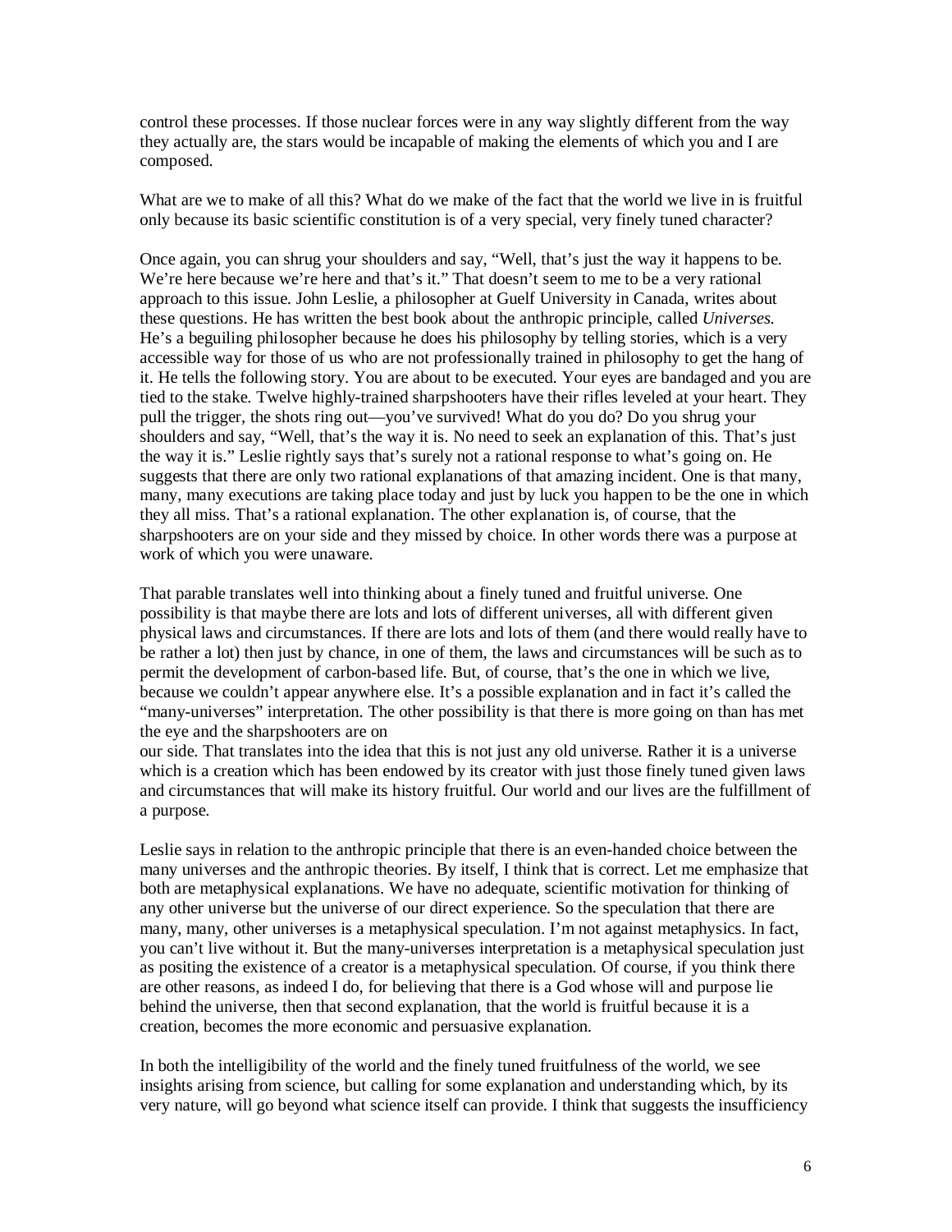control these processes. If those nuclear forces were in any way slightly different from the way they actually are, the stars would be incapable of making the elements of which you and I are composed.

What are we to make of all this? What do we make of the fact that the world we live in is fruitful only because its basic scientific constitution is of a very special, very finely tuned character?

Once again, you can shrug your shoulders and say, "Well, that's just the way it happens to be. We're here because we're here and that's it." That doesn't seem to me to be a very rational approach to this issue. John Leslie, a philosopher at Guelf University in Canada, writes about these questions. He has written the best book about the anthropic principle, called *Universes*. He's a beguiling philosopher because he does his philosophy by telling stories, which is a very accessible way for those of us who are not professionally trained in philosophy to get the hang of it. He tells the following story. You are about to be executed. Your eyes are bandaged and you are tied to the stake. Twelve highly-trained sharpshooters have their rifles leveled at your heart. They pull the trigger, the shots ring out—you've survived! What do you do? Do you shrug your shoulders and say, "Well, that's the way it is. No need to seek an explanation of this. That's just the way it is." Leslie rightly says that's surely not a rational response to what's going on. He suggests that there are only two rational explanations of that amazing incident. One is that many, many, many executions are taking place today and just by luck you happen to be the one in which they all miss. That's a rational explanation. The other explanation is, of course, that the sharpshooters are on your side and they missed by choice. In other words there was a purpose at work of which you were unaware.

That parable translates well into thinking about a finely tuned and fruitful universe. One possibility is that maybe there are lots and lots of different universes, all with different given physical laws and circumstances. If there are lots and lots of them (and there would really have to be rather a lot) then just by chance, in one of them, the laws and circumstances will be such as to permit the development of carbon-based life. But, of course, that's the one in which we live, because we couldn't appear anywhere else. It's a possible explanation and in fact it's called the "many-universes" interpretation. The other possibility is that there is more going on than has met the eye and the sharpshooters are on our side. That translates into the idea that this is not just any old universe. Rather it is a universe which is a creation which has been endowed by its creator with just those finely tuned given laws and circumstances that will make its history fruitful. Our world and our lives are the fulfillment of a purpose.

Leslie says in relation to the anthropic principle that there is an even-handed choice between the many universes and the anthropic theories. By itself, I think that is correct. Let me emphasize that both are metaphysical explanations. We have no adequate, scientific motivation for thinking of any other universe but the universe of our direct experience. So the speculation that there are many, many, other universes is a metaphysical speculation. I'm not against metaphysics. In fact, you can't live without it. But the many-universes interpretation is a metaphysical speculation just as positing the existence of a creator is a metaphysical speculation. Of course, if you think there are other reasons, as indeed I do, for believing that there is a God whose will and purpose lie behind the universe, then that second explanation, that the world is fruitful because it is a creation, becomes the more economic and persuasive explanation.

In both the intelligibility of the world and the finely tuned fruitfulness of the world, we see insights arising from science, but calling for some explanation and understanding which, by its very nature, will go beyond what science itself can provide. I think that suggests the insufficiency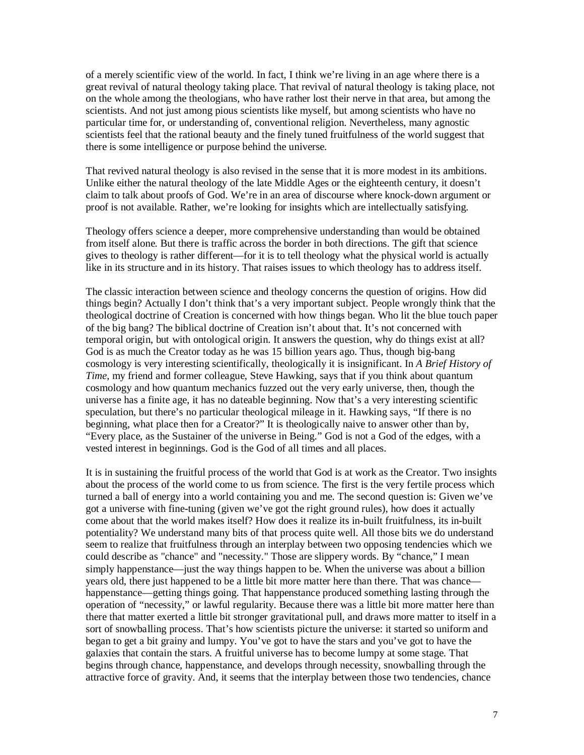of a merely scientific view of the world. In fact, I think we're living in an age where there is a great revival of natural theology taking place. That revival of natural theology is taking place, not on the whole among the theologians, who have rather lost their nerve in that area, but among the scientists. And not just among pious scientists like myself, but among scientists who have no particular time for, or understanding of, conventional religion. Nevertheless, many agnostic scientists feel that the rational beauty and the finely tuned fruitfulness of the world suggest that there is some intelligence or purpose behind the universe.

That revived natural theology is also revised in the sense that it is more modest in its ambitions. Unlike either the natural theology of the late Middle Ages or the eighteenth century, it doesn't claim to talk about proofs of God. We're in an area of discourse where knock-down argument or proof is not available. Rather, we're looking for insights which are intellectually satisfying.

Theology offers science a deeper, more comprehensive understanding than would be obtained from itself alone. But there is traffic across the border in both directions. The gift that science gives to theology is rather different—for it is to tell theology what the physical world is actually like in its structure and in its history. That raises issues to which theology has to address itself.

The classic interaction between science and theology concerns the question of origins. How did things begin? Actually I don't think that's a very important subject. People wrongly think that the theological doctrine of Creation is concerned with how things began. Who lit the blue touch paper of the big bang? The biblical doctrine of Creation isn't about that. It's not concerned with temporal origin, but with ontological origin. It answers the question, why do things exist at all? God is as much the Creator today as he was 15 billion years ago. Thus, though big-bang cosmology is very interesting scientifically, theologically it is insignificant. In *A Brief History of Time*, my friend and former colleague, Steve Hawking, says that if you think about quantum cosmology and how quantum mechanics fuzzed out the very early universe, then, though the universe has a finite age, it has no dateable beginning. Now that's a very interesting scientific speculation, but there's no particular theological mileage in it. Hawking says, "If there is no beginning, what place then for a Creator?" It is theologically naive to answer other than by, "Every place, as the Sustainer of the universe in Being." God is not a God of the edges, with a vested interest in beginnings. God is the God of all times and all places.

It is in sustaining the fruitful process of the world that God is at work as the Creator. Two insights about the process of the world come to us from science. The first is the very fertile process which turned a ball of energy into a world containing you and me. The second question is: Given we've got a universe with fine-tuning (given we've got the right ground rules), how does it actually come about that the world makes itself? How does it realize its in-built fruitfulness, its in-built potentiality? We understand many bits of that process quite well. All those bits we do understand seem to realize that fruitfulness through an interplay between two opposing tendencies which we could describe as "chance" and "necessity." Those are slippery words. By "chance," I mean simply happenstance—just the way things happen to be. When the universe was about a billion years old, there just happened to be a little bit more matter here than there. That was chance—happenstance—getting things going. That happenstance produced something lasting through the operation of "necessity," or lawful regularity. Because there was a little bit more matter here than there that matter exerted a little bit stronger gravitational pull, and draws more matter to itself in a sort of snowballing process. That's how scientists picture the universe: it started so uniform and began to get a bit grainy and lumpy. You've got to have the stars and you've got to have the galaxies that contain the stars. A fruitful universe has to become lumpy at some stage. That begins through chance, happenstance, and develops through necessity, snowballing through the attractive force of gravity. And, it seems that the interplay between those two tendencies, chance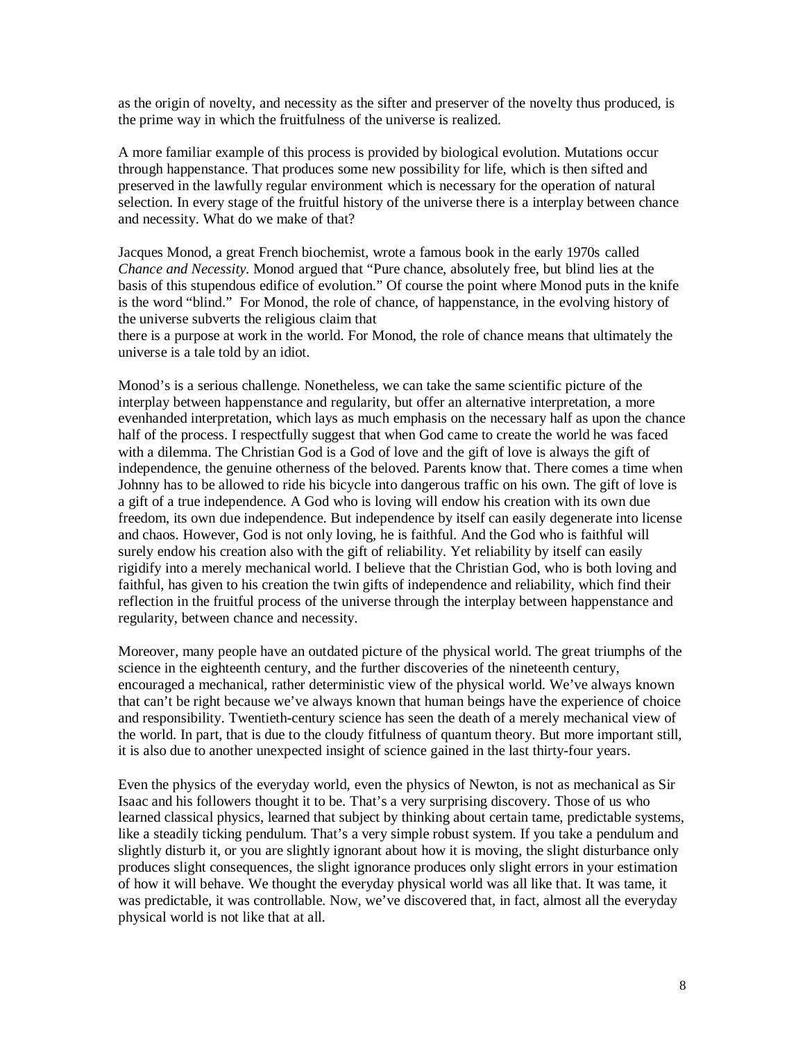as the origin of novelty, and necessity as the sifter and preserver of the novelty thus produced, is the prime way in which the fruitfulness of the universe is realized.

A more familiar example of this process is provided by biological evolution. Mutations occur through happenstance. That produces some new possibility for life, which is then sifted and preserved in the lawfully regular environment which is necessary for the operation of natural selection. In every stage of the fruitful history of the universe there is a interplay between chance and necessity. What do we make of that?

Jacques Monod, a great French biochemist, wrote a famous book in the early 1970s called *Chance and Necessity*. Monod argued that "Pure chance, absolutely free, but blind lies at the basis of this stupendous edifice of evolution." Of course the point where Monod puts in the knife is the word "blind." For Monod, the role of chance, of happenstance, in the evolving history of the universe subverts the religious claim that there is a purpose at work in the world. For Monod, the role of chance means that ultimately the universe is a tale told by an idiot.

Monod's is a serious challenge. Nonetheless, we can take the same scientific picture of the interplay between happenstance and regularity, but offer an alternative interpretation, a more evenhanded interpretation, which lays as much emphasis on the necessary half as upon the chance half of the process. I respectfully suggest that when God came to create the world he was faced with a dilemma. The Christian God is a God of love and the gift of love is always the gift of independence, the genuine otherness of the beloved. Parents know that. There comes a time when Johnny has to be allowed to ride his bicycle into dangerous traffic on his own. The gift of love is a gift of a true independence. A God who is loving will endow his creation with its own due freedom, its own due independence. But independence by itself can easily degenerate into license and chaos. However, God is not only loving, he is faithful. And the God who is faithful will surely endow his creation also with the gift of reliability. Yet reliability by itself can easily rigidify into a merely mechanical world. I believe that the Christian God, who is both loving and faithful, has given to his creation the twin gifts of independence and reliability, which find their reflection in the fruitful process of the universe through the interplay between happenstance and regularity, between chance and necessity.

Moreover, many people have an outdated picture of the physical world. The great triumphs of the science in the eighteenth century, and the further discoveries of the nineteenth century, encouraged a mechanical, rather deterministic view of the physical world. We've always known that can't be right because we've always known that human beings have the experience of choice and responsibility. Twentieth-century science has seen the death of a merely mechanical view of the world. In part, that is due to the cloudy fitfulness of quantum theory. But more important still, it is also due to another unexpected insight of science gained in the last thirty-four years.

Even the physics of the everyday world, even the physics of Newton, is not as mechanical as Sir Isaac and his followers thought it to be. That's a very surprising discovery. Those of us who learned classical physics, learned that subject by thinking about certain tame, predictable systems, like a steadily ticking pendulum. That's a very simple robust system. If you take a pendulum and slightly disturb it, or you are slightly ignorant about how it is moving, the slight disturbance only produces slight consequences, the slight ignorance produces only slight errors in your estimation of how it will behave. We thought the everyday physical world was all like that. It was tame, it was predictable, it was controllable. Now, we've discovered that, in fact, almost all the everyday physical world is not like that at all.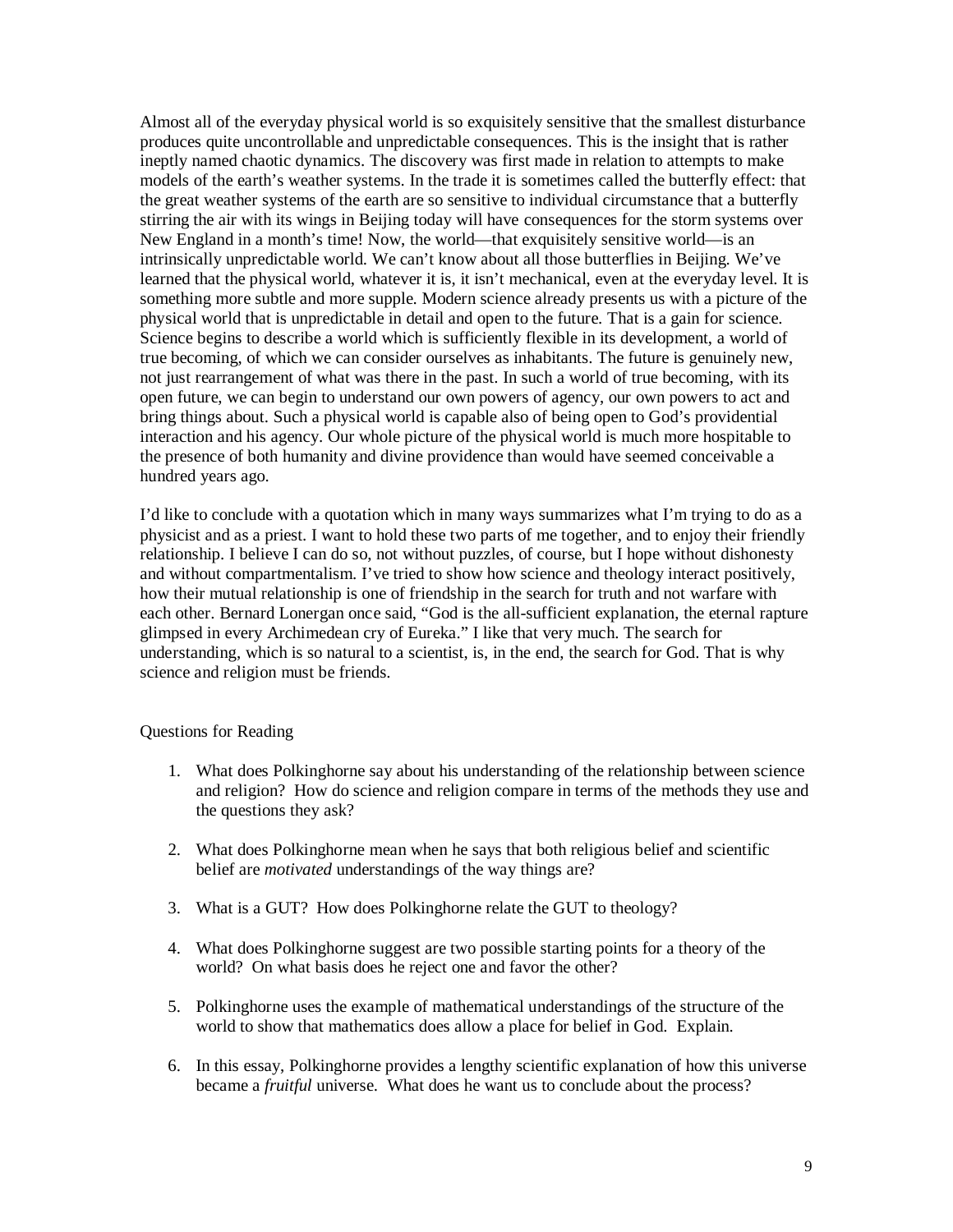Almost all of the everyday physical world is so exquisitely sensitive that the smallest disturbance produces quite uncontrollable and unpredictable consequences. This is the insight that is rather ineptly named chaotic dynamics. The discovery was first made in relation to attempts to make models of the earth's weather systems. In the trade it is sometimes called the butterfly effect: that the great weather systems of the earth are so sensitive to individual circumstance that a butterfly stirring the air with its wings in Beijing today will have consequences for the storm systems over New England in a month's time! Now, the world—that exquisitely sensitive world—is an intrinsically unpredictable world. We can't know about all those butterflies in Beijing. We've learned that the physical world, whatever it is, it isn't mechanical, even at the everyday level. It is something more subtle and more supple. Modern science already presents us with a picture of the physical world that is unpredictable in detail and open to the future. That is a gain for science. Science begins to describe a world which is sufficiently flexible in its development, a world of true becoming, of which we can consider ourselves as inhabitants. The future is genuinely new, not just rearrangement of what was there in the past. In such a world of true becoming, with its open future, we can begin to understand our own powers of agency, our own powers to act and bring things about. Such a physical world is capable also of being open to God's providential interaction and his agency. Our whole picture of the physical world is much more hospitable to the presence of both humanity and divine providence than would have seemed conceivable a hundred years ago.

I'd like to conclude with a quotation which in many ways summarizes what I'm trying to do as a physicist and as a priest. I want to hold these two parts of me together, and to enjoy their friendly relationship. I believe I can do so, not without puzzles, of course, but I hope without dishonesty and without compartmentalism. I've tried to show how science and theology interact positively, how their mutual relationship is one of friendship in the search for truth and not warfare with each other. Bernard Lonergan once said, "God is the all-sufficient explanation, the eternal rapture glimpsed in every Archimedean cry of Eureka." I like that very much. The search for understanding, which is so natural to a scientist, is, in the end, the search for God. That is why science and religion must be friends.

Questions for Reading

1. What does Polkinghorne say about his understanding of the relationship between science and religion? How do science and religion compare in terms of the methods they use and the questions they ask?

2. What does Polkinghorne mean when he says that both religious belief and scientific belief are *motivated* understandings of the way things are?

3. What is a GUT? How does Polkinghorne relate the GUT to theology?

4. What does Polkinghorne suggest are two possible starting points for a theory of the world? On what basis does he reject one and favor the other?

5. Polkinghorne uses the example of mathematical understandings of the structure of the world to show that mathematics does allow a place for belief in God. Explain.

6. In this essay, Polkinghorne provides a lengthy scientific explanation of how this universe became a *fruitful* universe. What does he want us to conclude about the process?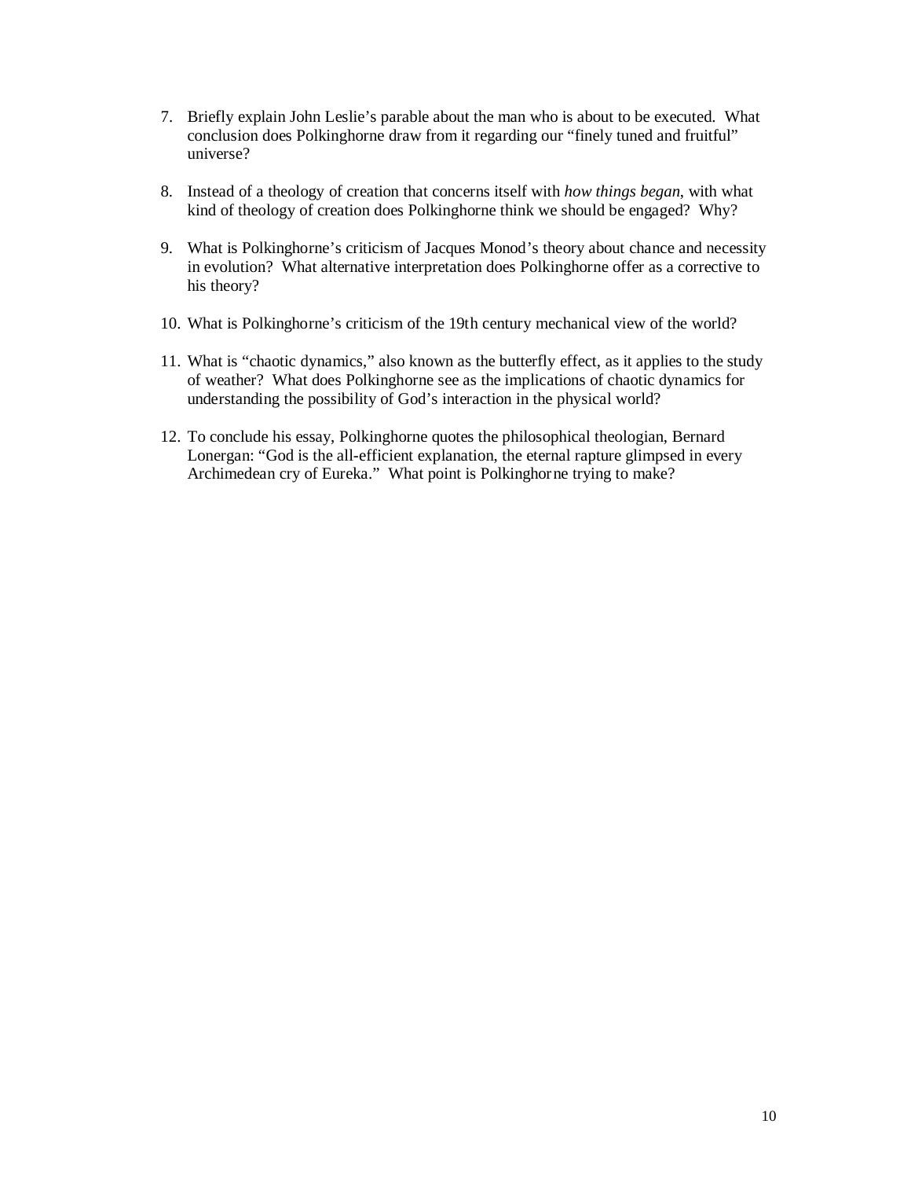7. Briefly explain John Leslie's parable about the man who is about to be executed. What conclusion does Polkinghorne draw from it regarding our "finely tuned and fruitful" universe?

8. Instead of a theology of creation that concerns itself with *how things began*, with what kind of theology of creation does Polkinghorne think we should be engaged? Why?

9. What is Polkinghorne's criticism of Jacques Monod's theory about chance and necessity in evolution? What alternative interpretation does Polkinghorne offer as a corrective to his theory?

10. What is Polkinghorne's criticism of the 19th century mechanical view of the world?

11. What is "chaotic dynamics," also known as the butterfly effect, as it applies to the study of weather? What does Polkinghorne see as the implications of chaotic dynamics for understanding the possibility of God's interaction in the physical world?

12. To conclude his essay, Polkinghorne quotes the philosophical theologian, Bernard Lonergan: "God is the all-efficient explanation, the eternal rapture glimpsed in every Archimedean cry of Eureka." What point is Polkinghorne trying to make?